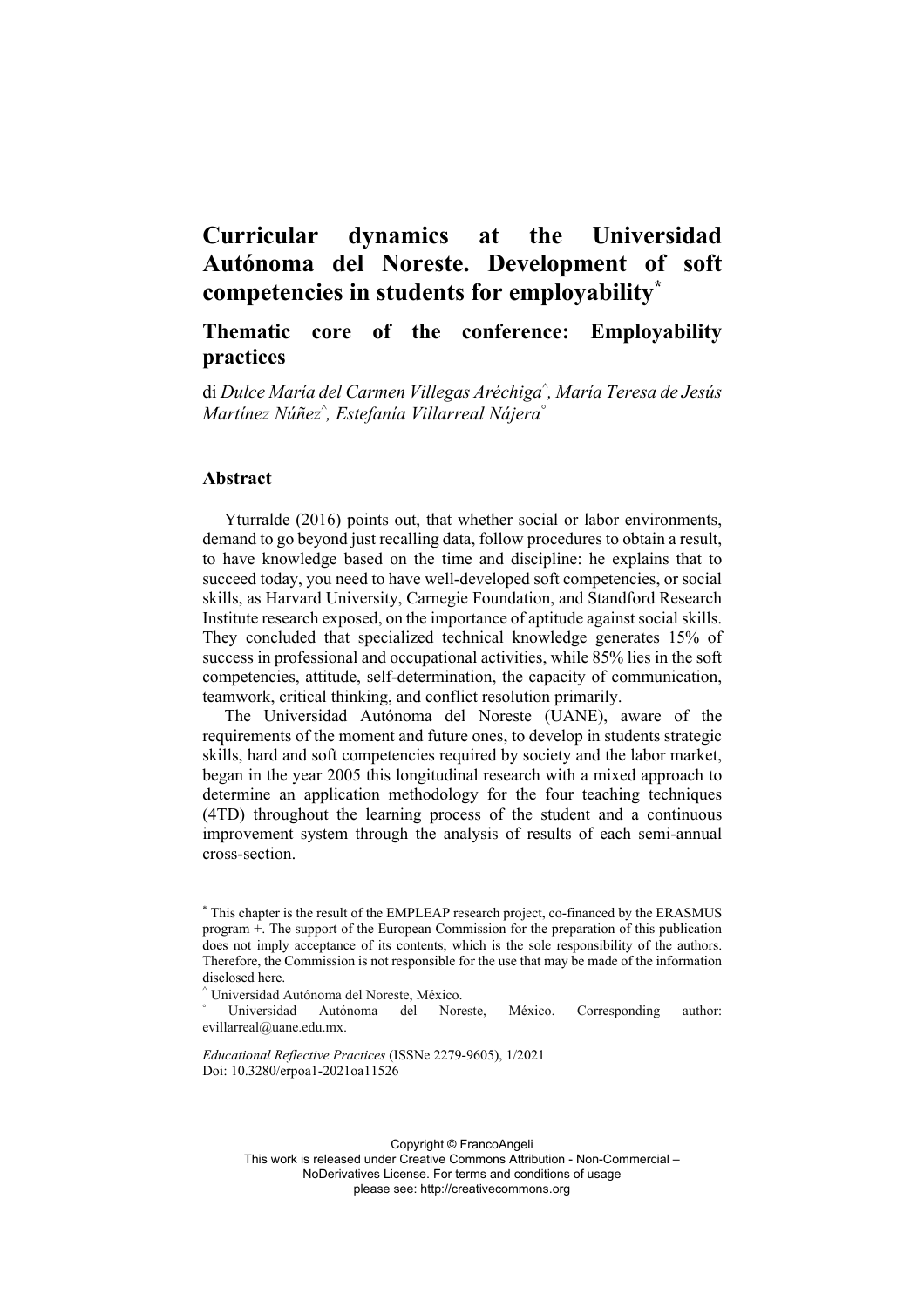# Curricular dynamics at the Universidad Autónoma del Noreste. Development of soft competencies in students for employability[*]

## Thematic core of the conference: Employability practices

di *Dulce María del Carmen Villegas Aréchiga*[^], *María Teresa de Jesús Martínez Núñez*[^], *Estefanía Villarreal Nájera*[°]

### Abstract

Yturralde (2016) points out, that whether social or labor environments, demand to go beyond just recalling data, follow procedures to obtain a result, to have knowledge based on the time and discipline: he explains that to succeed today, you need to have well-developed soft competencies, or social skills, as Harvard University, Carnegie Foundation, and Standford Research Institute research exposed, on the importance of aptitude against social skills. They concluded that specialized technical knowledge generates 15% of success in professional and occupational activities, while 85% lies in the soft competencies, attitude, self-determination, the capacity of communication, teamwork, critical thinking, and conflict resolution primarily.

The Universidad Autónoma del Noreste (UANE), aware of the requirements of the moment and future ones, to develop in students strategic skills, hard and soft competencies required by society and the labor market, began in the year 2005 this longitudinal research with a mixed approach to determine an application methodology for the four teaching techniques (4TD) throughout the learning process of the student and a continuous improvement system through the analysis of results of each semi-annual cross-section.

---

[*] This chapter is the result of the EMPLEAP research project, co-financed by the ERASMUS program +. The support of the European Commission for the preparation of this publication does not imply acceptance of its contents, which is the sole responsibility of the authors. Therefore, the Commission is not responsible for the use that may be made of the information disclosed here.

[^] Universidad Autónoma del Noreste, México.

[°] Universidad Autónoma del Noreste, México. Corresponding author: evillarreal@uane.edu.mx.

*Educational Reflective Practices* (ISSNe 2279-9605), 1/2021
Doi: 10.3280/erpoa1-2021oa11526

Copyright © FrancoAngeli
This work is released under Creative Commons Attribution - Non-Commercial – NoDerivatives License. For terms and conditions of usage please see: http://creativecommons.org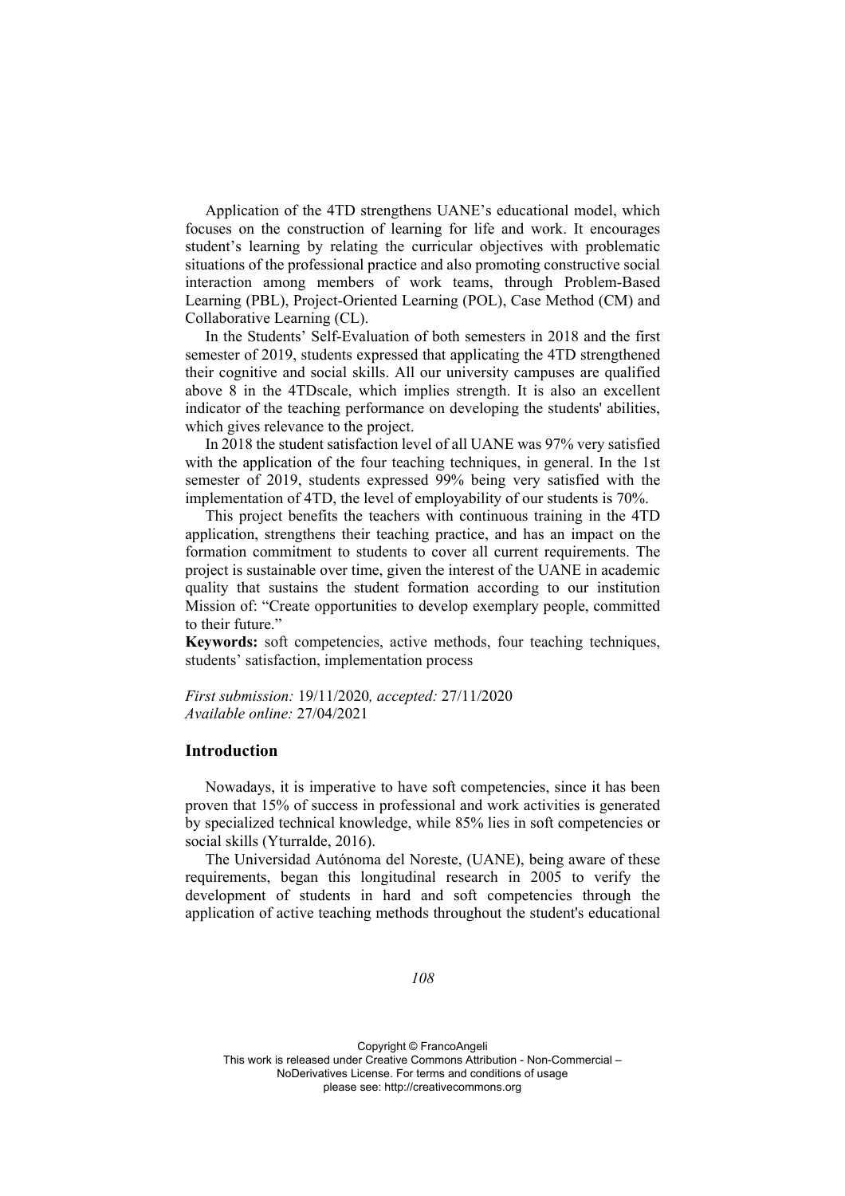Application of the 4TD strengthens UANE's educational model, which focuses on the construction of learning for life and work. It encourages student's learning by relating the curricular objectives with problematic situations of the professional practice and also promoting constructive social interaction among members of work teams, through Problem-Based Learning (PBL), Project-Oriented Learning (POL), Case Method (CM) and Collaborative Learning (CL).

In the Students' Self-Evaluation of both semesters in 2018 and the first semester of 2019, students expressed that applicating the 4TD strengthened their cognitive and social skills. All our university campuses are qualified above 8 in the 4TDscale, which implies strength. It is also an excellent indicator of the teaching performance on developing the students' abilities, which gives relevance to the project.

In 2018 the student satisfaction level of all UANE was 97% very satisfied with the application of the four teaching techniques, in general. In the 1st semester of 2019, students expressed 99% being very satisfied with the implementation of 4TD, the level of employability of our students is 70%.

This project benefits the teachers with continuous training in the 4TD application, strengthens their teaching practice, and has an impact on the formation commitment to students to cover all current requirements. The project is sustainable over time, given the interest of the UANE in academic quality that sustains the student formation according to our institution Mission of: "Create opportunities to develop exemplary people, committed to their future."

**Keywords:** soft competencies, active methods, four teaching techniques, students' satisfaction, implementation process

*First submission:* 19/11/2020*, accepted:* 27/11/2020
*Available online:* 27/04/2021

## Introduction

Nowadays, it is imperative to have soft competencies, since it has been proven that 15% of success in professional and work activities is generated by specialized technical knowledge, while 85% lies in soft competencies or social skills (Yturralde, 2016).

The Universidad Autónoma del Noreste, (UANE), being aware of these requirements, began this longitudinal research in 2005 to verify the development of students in hard and soft competencies through the application of active teaching methods throughout the student's educational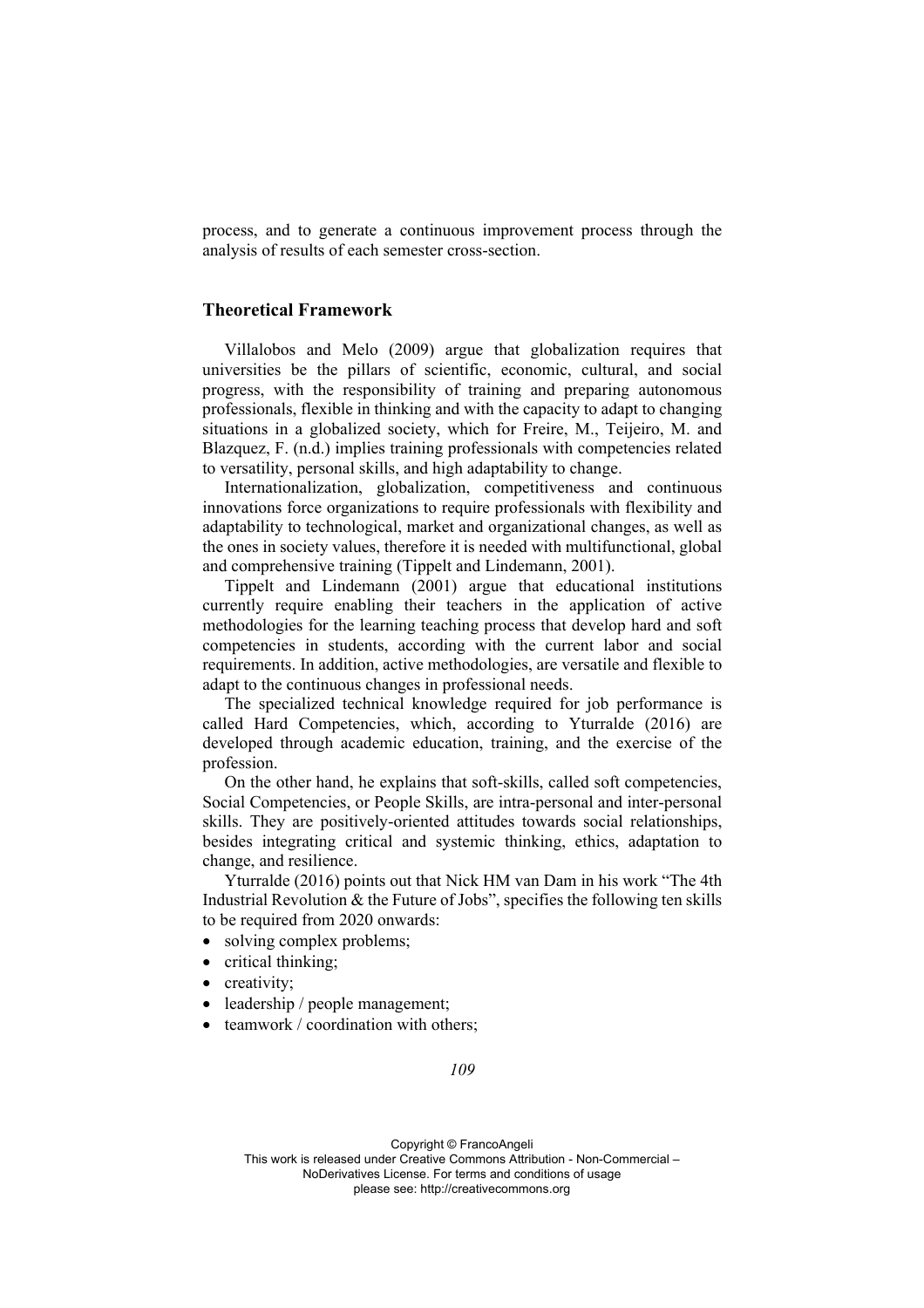process, and to generate a continuous improvement process through the analysis of results of each semester cross-section.

## Theoretical Framework

Villalobos and Melo (2009) argue that globalization requires that universities be the pillars of scientific, economic, cultural, and social progress, with the responsibility of training and preparing autonomous professionals, flexible in thinking and with the capacity to adapt to changing situations in a globalized society, which for Freire, M., Teijeiro, M. and Blazquez, F. (n.d.) implies training professionals with competencies related to versatility, personal skills, and high adaptability to change.

Internationalization, globalization, competitiveness and continuous innovations force organizations to require professionals with flexibility and adaptability to technological, market and organizational changes, as well as the ones in society values, therefore it is needed with multifunctional, global and comprehensive training (Tippelt and Lindemann, 2001).

Tippelt and Lindemann (2001) argue that educational institutions currently require enabling their teachers in the application of active methodologies for the learning teaching process that develop hard and soft competencies in students, according with the current labor and social requirements. In addition, active methodologies, are versatile and flexible to adapt to the continuous changes in professional needs.

The specialized technical knowledge required for job performance is called Hard Competencies, which, according to Yturralde (2016) are developed through academic education, training, and the exercise of the profession.

On the other hand, he explains that soft-skills, called soft competencies, Social Competencies, or People Skills, are intra-personal and inter-personal skills. They are positively-oriented attitudes towards social relationships, besides integrating critical and systemic thinking, ethics, adaptation to change, and resilience.

Yturralde (2016) points out that Nick HM van Dam in his work "The 4th Industrial Revolution & the Future of Jobs", specifies the following ten skills to be required from 2020 onwards:

- solving complex problems;
- critical thinking;
- creativity;
- leadership / people management;
- teamwork / coordination with others;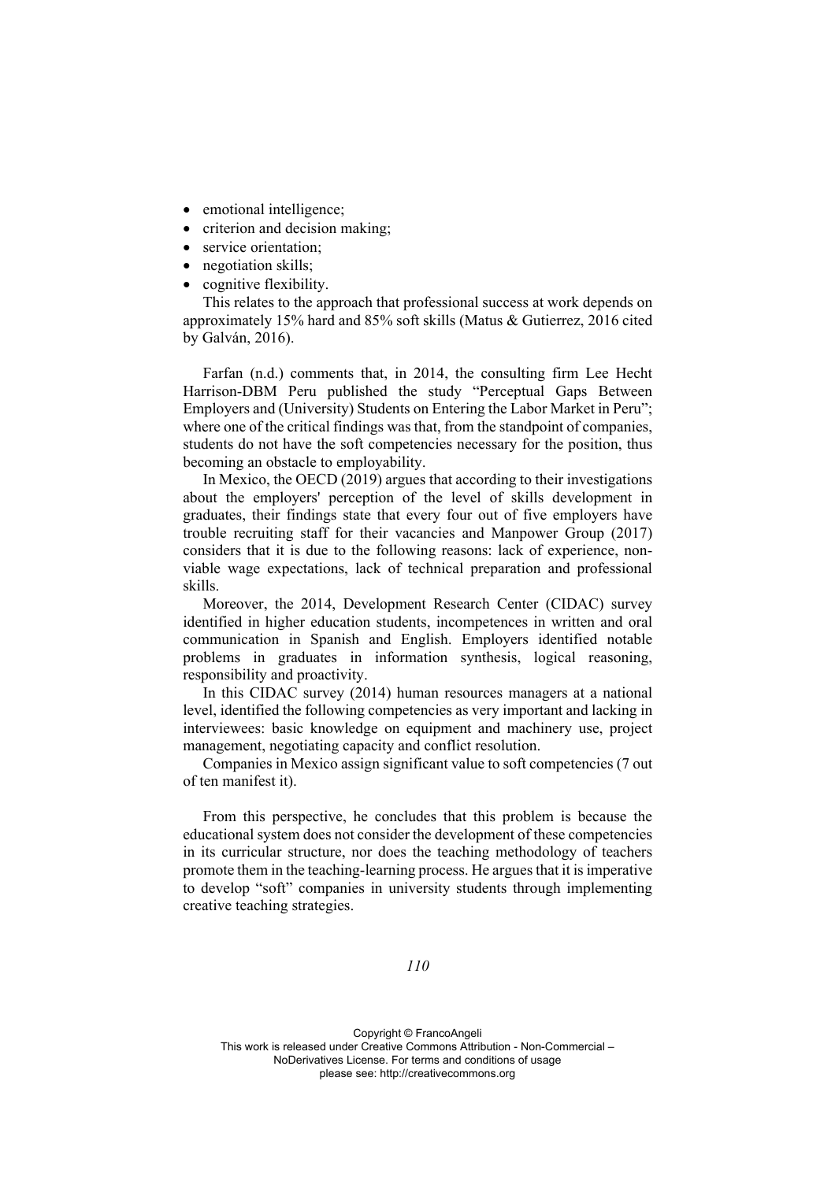- emotional intelligence;
- criterion and decision making;
- service orientation;
- negotiation skills;
- cognitive flexibility.

This relates to the approach that professional success at work depends on approximately 15% hard and 85% soft skills (Matus & Gutierrez, 2016 cited by Galván, 2016).

Farfan (n.d.) comments that, in 2014, the consulting firm Lee Hecht Harrison-DBM Peru published the study "Perceptual Gaps Between Employers and (University) Students on Entering the Labor Market in Peru"; where one of the critical findings was that, from the standpoint of companies, students do not have the soft competencies necessary for the position, thus becoming an obstacle to employability.

In Mexico, the OECD (2019) argues that according to their investigations about the employers' perception of the level of skills development in graduates, their findings state that every four out of five employers have trouble recruiting staff for their vacancies and Manpower Group (2017) considers that it is due to the following reasons: lack of experience, non-viable wage expectations, lack of technical preparation and professional skills.

Moreover, the 2014, Development Research Center (CIDAC) survey identified in higher education students, incompetences in written and oral communication in Spanish and English. Employers identified notable problems in graduates in information synthesis, logical reasoning, responsibility and proactivity.

In this CIDAC survey (2014) human resources managers at a national level, identified the following competencies as very important and lacking in interviewees: basic knowledge on equipment and machinery use, project management, negotiating capacity and conflict resolution.

Companies in Mexico assign significant value to soft competencies (7 out of ten manifest it).

From this perspective, he concludes that this problem is because the educational system does not consider the development of these competencies in its curricular structure, nor does the teaching methodology of teachers promote them in the teaching-learning process. He argues that it is imperative to develop "soft" companies in university students through implementing creative teaching strategies.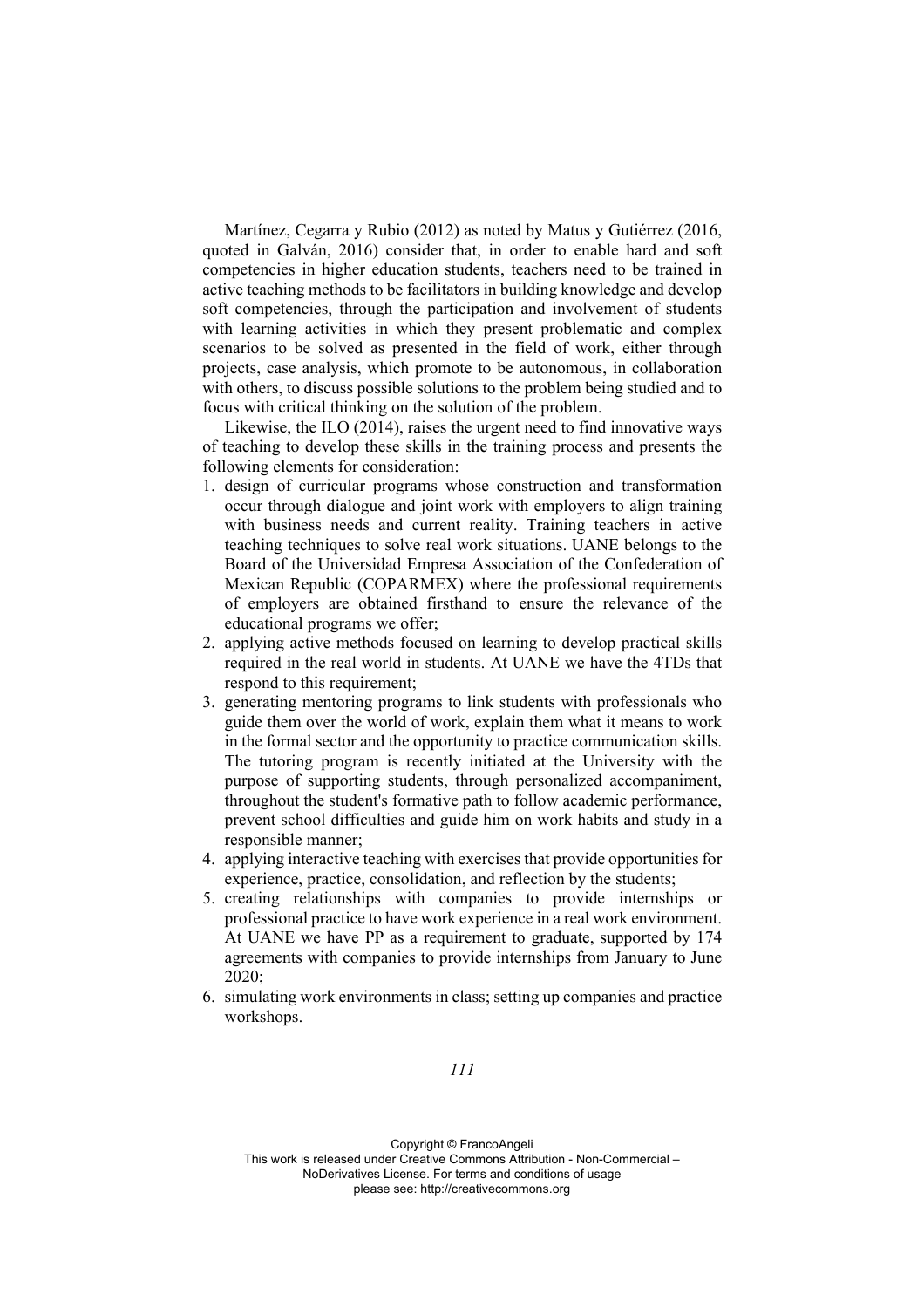Martínez, Cegarra y Rubio (2012) as noted by Matus y Gutiérrez (2016, quoted in Galván, 2016) consider that, in order to enable hard and soft competencies in higher education students, teachers need to be trained in active teaching methods to be facilitators in building knowledge and develop soft competencies, through the participation and involvement of students with learning activities in which they present problematic and complex scenarios to be solved as presented in the field of work, either through projects, case analysis, which promote to be autonomous, in collaboration with others, to discuss possible solutions to the problem being studied and to focus with critical thinking on the solution of the problem.

Likewise, the ILO (2014), raises the urgent need to find innovative ways of teaching to develop these skills in the training process and presents the following elements for consideration:

1. design of curricular programs whose construction and transformation occur through dialogue and joint work with employers to align training with business needs and current reality. Training teachers in active teaching techniques to solve real work situations. UANE belongs to the Board of the Universidad Empresa Association of the Confederation of Mexican Republic (COPARMEX) where the professional requirements of employers are obtained firsthand to ensure the relevance of the educational programs we offer;
2. applying active methods focused on learning to develop practical skills required in the real world in students. At UANE we have the 4TDs that respond to this requirement;
3. generating mentoring programs to link students with professionals who guide them over the world of work, explain them what it means to work in the formal sector and the opportunity to practice communication skills. The tutoring program is recently initiated at the University with the purpose of supporting students, through personalized accompaniment, throughout the student's formative path to follow academic performance, prevent school difficulties and guide him on work habits and study in a responsible manner;
4. applying interactive teaching with exercises that provide opportunities for experience, practice, consolidation, and reflection by the students;
5. creating relationships with companies to provide internships or professional practice to have work experience in a real work environment. At UANE we have PP as a requirement to graduate, supported by 174 agreements with companies to provide internships from January to June 2020;
6. simulating work environments in class; setting up companies and practice workshops.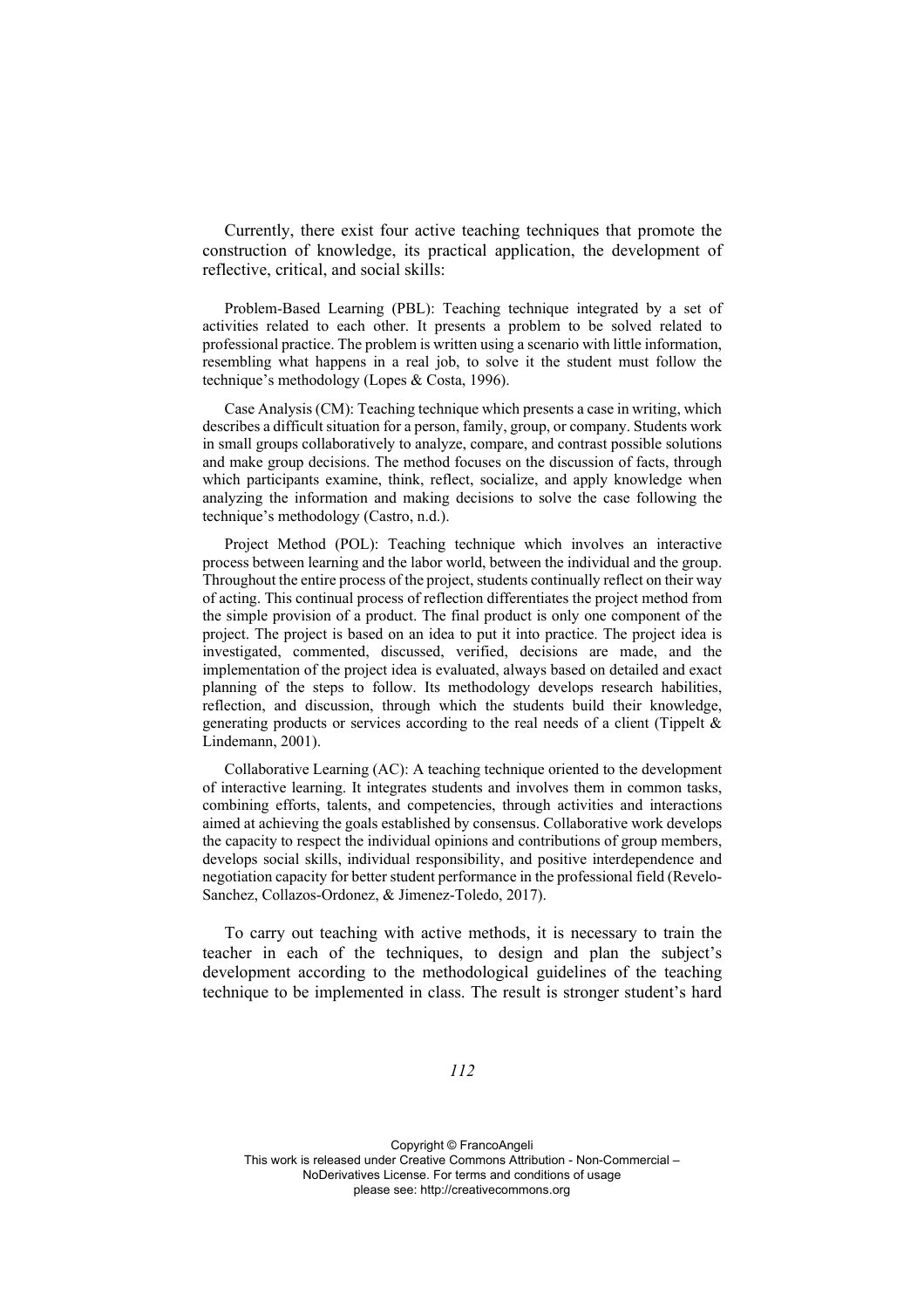Currently, there exist four active teaching techniques that promote the construction of knowledge, its practical application, the development of reflective, critical, and social skills:

Problem-Based Learning (PBL): Teaching technique integrated by a set of activities related to each other. It presents a problem to be solved related to professional practice. The problem is written using a scenario with little information, resembling what happens in a real job, to solve it the student must follow the technique's methodology (Lopes & Costa, 1996).

Case Analysis (CM): Teaching technique which presents a case in writing, which describes a difficult situation for a person, family, group, or company. Students work in small groups collaboratively to analyze, compare, and contrast possible solutions and make group decisions. The method focuses on the discussion of facts, through which participants examine, think, reflect, socialize, and apply knowledge when analyzing the information and making decisions to solve the case following the technique's methodology (Castro, n.d.).

Project Method (POL): Teaching technique which involves an interactive process between learning and the labor world, between the individual and the group. Throughout the entire process of the project, students continually reflect on their way of acting. This continual process of reflection differentiates the project method from the simple provision of a product. The final product is only one component of the project. The project is based on an idea to put it into practice. The project idea is investigated, commented, discussed, verified, decisions are made, and the implementation of the project idea is evaluated, always based on detailed and exact planning of the steps to follow. Its methodology develops research habilities, reflection, and discussion, through which the students build their knowledge, generating products or services according to the real needs of a client (Tippelt & Lindemann, 2001).

Collaborative Learning (AC): A teaching technique oriented to the development of interactive learning. It integrates students and involves them in common tasks, combining efforts, talents, and competencies, through activities and interactions aimed at achieving the goals established by consensus. Collaborative work develops the capacity to respect the individual opinions and contributions of group members, develops social skills, individual responsibility, and positive interdependence and negotiation capacity for better student performance in the professional field (Revelo-Sanchez, Collazos-Ordonez, & Jimenez-Toledo, 2017).

To carry out teaching with active methods, it is necessary to train the teacher in each of the techniques, to design and plan the subject's development according to the methodological guidelines of the teaching technique to be implemented in class. The result is stronger student's hard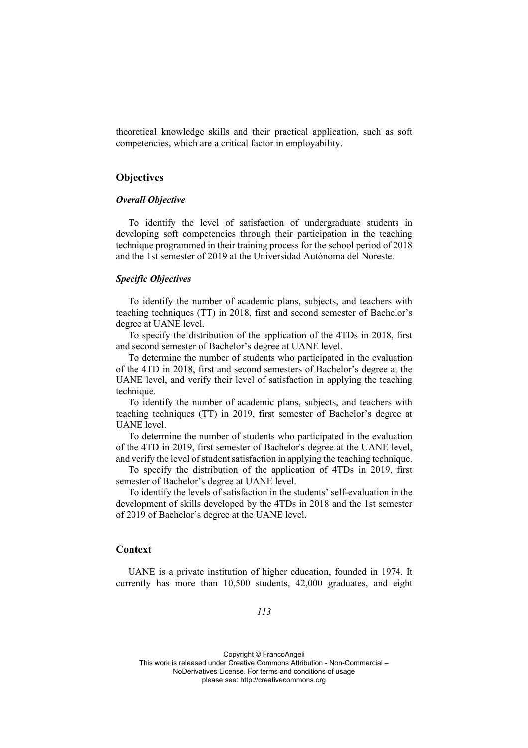theoretical knowledge skills and their practical application, such as soft competencies, which are a critical factor in employability.

## Objectives

### *Overall Objective*

To identify the level of satisfaction of undergraduate students in developing soft competencies through their participation in the teaching technique programmed in their training process for the school period of 2018 and the 1st semester of 2019 at the Universidad Autónoma del Noreste.

### *Specific Objectives*

To identify the number of academic plans, subjects, and teachers with teaching techniques (TT) in 2018, first and second semester of Bachelor's degree at UANE level.

To specify the distribution of the application of the 4TDs in 2018, first and second semester of Bachelor's degree at UANE level.

To determine the number of students who participated in the evaluation of the 4TD in 2018, first and second semesters of Bachelor's degree at the UANE level, and verify their level of satisfaction in applying the teaching technique.

To identify the number of academic plans, subjects, and teachers with teaching techniques (TT) in 2019, first semester of Bachelor's degree at UANE level.

To determine the number of students who participated in the evaluation of the 4TD in 2019, first semester of Bachelor's degree at the UANE level, and verify the level of student satisfaction in applying the teaching technique.

To specify the distribution of the application of 4TDs in 2019, first semester of Bachelor's degree at UANE level.

To identify the levels of satisfaction in the students' self-evaluation in the development of skills developed by the 4TDs in 2018 and the 1st semester of 2019 of Bachelor's degree at the UANE level.

## Context

UANE is a private institution of higher education, founded in 1974. It currently has more than 10,500 students, 42,000 graduates, and eight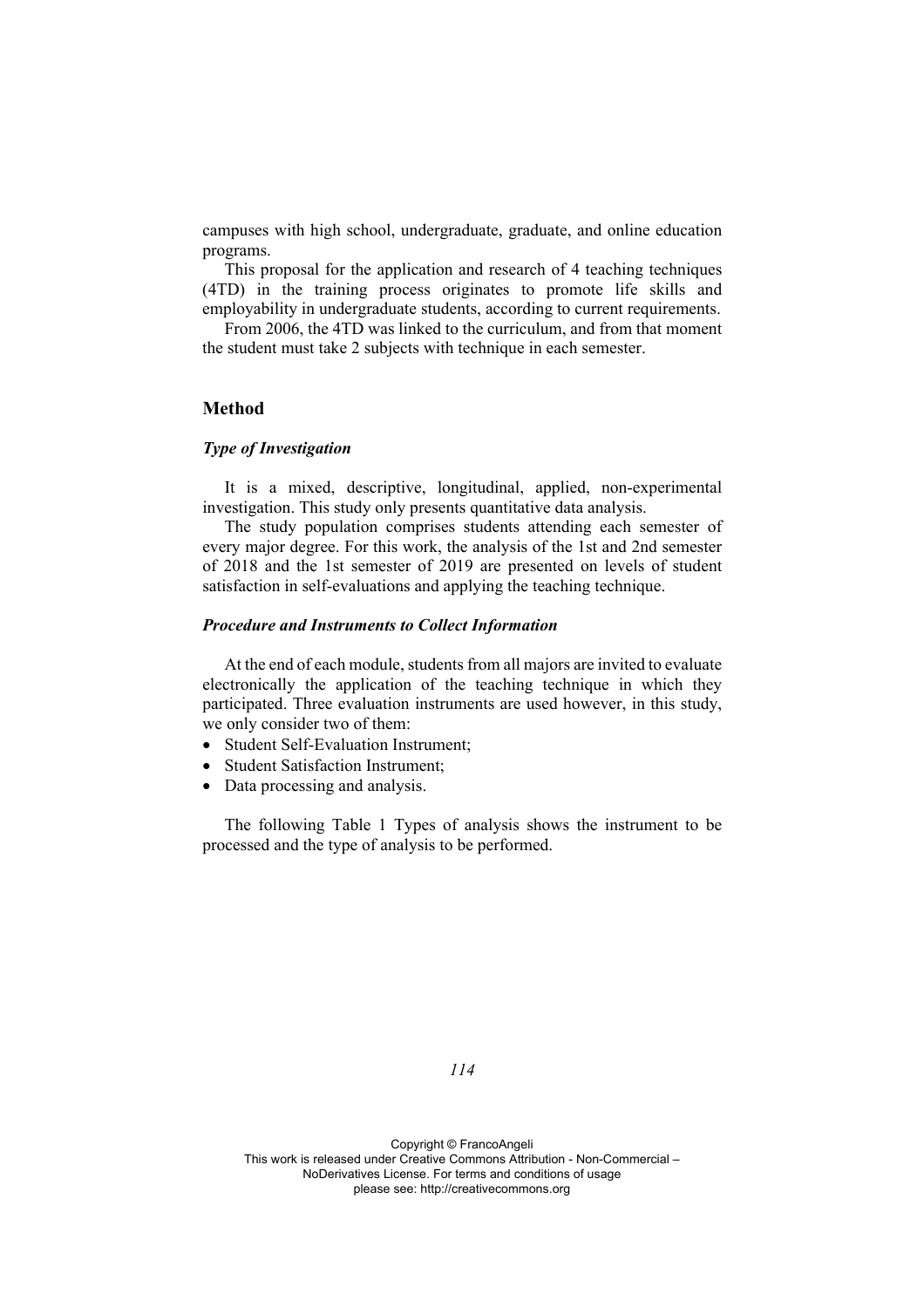campuses with high school, undergraduate, graduate, and online education programs.

This proposal for the application and research of 4 teaching techniques (4TD) in the training process originates to promote life skills and employability in undergraduate students, according to current requirements.

From 2006, the 4TD was linked to the curriculum, and from that moment the student must take 2 subjects with technique in each semester.

## Method

### *Type of Investigation*

It is a mixed, descriptive, longitudinal, applied, non-experimental investigation. This study only presents quantitative data analysis.

The study population comprises students attending each semester of every major degree. For this work, the analysis of the 1st and 2nd semester of 2018 and the 1st semester of 2019 are presented on levels of student satisfaction in self-evaluations and applying the teaching technique.

### *Procedure and Instruments to Collect Information*

At the end of each module, students from all majors are invited to evaluate electronically the application of the teaching technique in which they participated. Three evaluation instruments are used however, in this study, we only consider two of them:

- Student Self-Evaluation Instrument;
- Student Satisfaction Instrument;
- Data processing and analysis.

The following Table 1 Types of analysis shows the instrument to be processed and the type of analysis to be performed.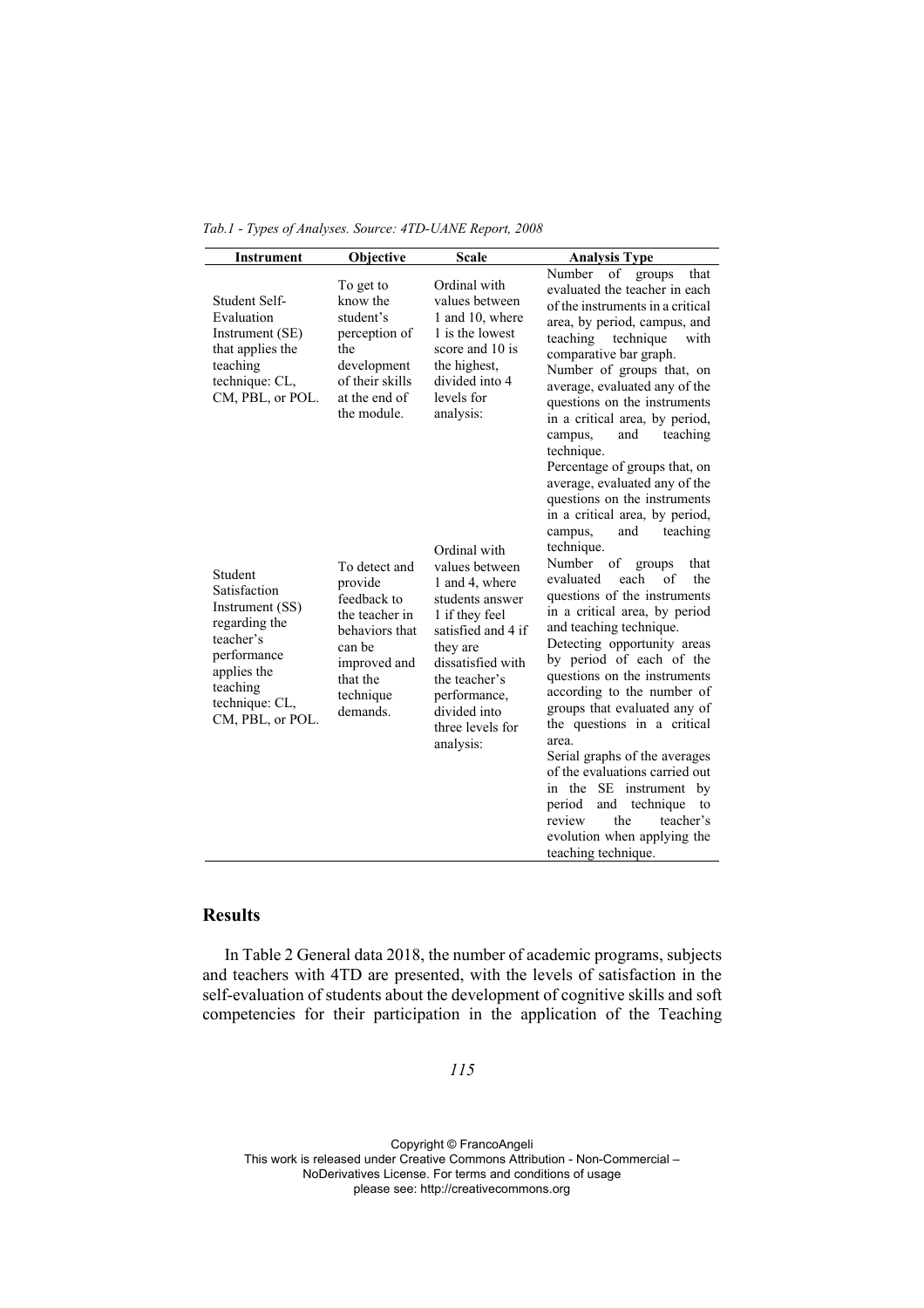*Tab.1 - Types of Analyses. Source: 4TD-UANE Report, 2008*

| Instrument | Objective | Scale | Analysis Type |
|---|---|---|---|
| Student Self-Evaluation Instrument (SE) that applies the teaching technique: CL, CM, PBL, or POL. | To get to know the student's perception of the development of their skills at the end of the module. | Ordinal with values between 1 and 10, where 1 is the lowest score and 10 is the highest, divided into 4 levels for analysis: | Number of groups that evaluated the teacher in each of the instruments in a critical area, by period, campus, and teaching technique with comparative bar graph. Number of groups that, on average, evaluated any of the questions on the instruments in a critical area, by period, campus, and teaching technique. Percentage of groups that, on average, evaluated any of the questions on the instruments in a critical area, by period, campus, and teaching technique. |
| Student Satisfaction Instrument (SS) regarding the teacher's performance applies the teaching technique: CL, CM, PBL, or POL. | To detect and provide feedback to the teacher in behaviors that can be improved and that the technique demands. | Ordinal with values between 1 and 4, where students answer 1 if they feel satisfied and 4 if they are dissatisfied with the teacher's performance, divided into three levels for analysis: | Number of groups that evaluated each of the questions of the instruments in a critical area, by period and teaching technique. Detecting opportunity areas by period of each of the questions on the instruments according to the number of groups that evaluated any of the questions in a critical area. Serial graphs of the averages of the evaluations carried out in the SE instrument by period and technique to review the teacher's evolution when applying the teaching technique. |

## Results

In Table 2 General data 2018, the number of academic programs, subjects and teachers with 4TD are presented, with the levels of satisfaction in the self-evaluation of students about the development of cognitive skills and soft competencies for their participation in the application of the Teaching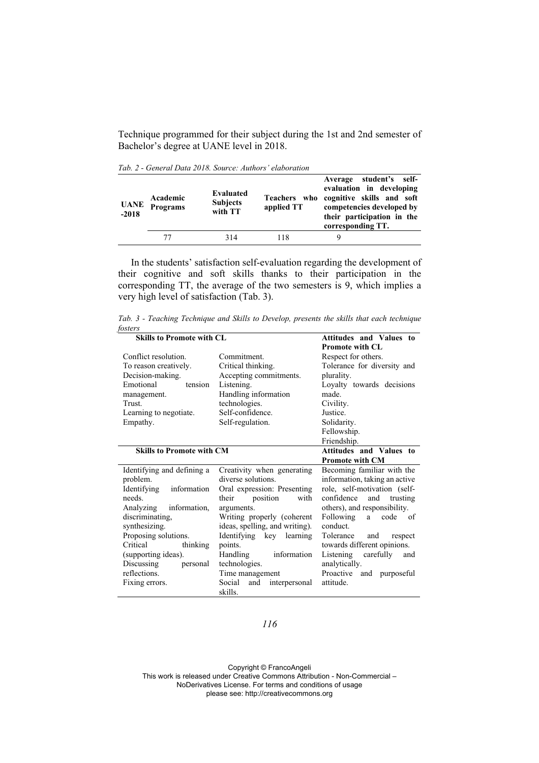Technique programmed for their subject during the 1st and 2nd semester of Bachelor's degree at UANE level in 2018.

*Tab. 2 - General Data 2018. Source: Authors' elaboration*

| UANE -2018 | Academic Programs | Evaluated Subjects with TT | Teachers who applied TT | Average student's self-evaluation in developing cognitive skills and soft competencies developed by their participation in the corresponding TT. |
|---|---|---|---|---|
| | 77 | 314 | 118 | 9 |

In the students' satisfaction self-evaluation regarding the development of their cognitive and soft skills thanks to their participation in the corresponding TT, the average of the two semesters is 9, which implies a very high level of satisfaction (Tab. 3).

*Tab. 3 - Teaching Technique and Skills to Develop, presents the skills that each technique fosters*

| **Skills to Promote with CL** | | **Attitudes and Values to Promote with CL** |
|---|---|---|
| Conflict resolution.<br>To reason creatively.<br>Decision-making.<br>Emotional tension management.<br>Trust.<br>Learning to negotiate.<br>Empathy. | Commitment.<br>Critical thinking.<br>Accepting commitments.<br>Listening.<br>Handling information technologies.<br>Self-confidence.<br>Self-regulation. | Respect for others.<br>Tolerance for diversity and plurality.<br>Loyalty towards decisions made.<br>Civility.<br>Justice.<br>Solidarity.<br>Fellowship.<br>Friendship. |
| **Skills to Promote with CM** | | **Attitudes and Values to Promote with CM** |
| Identifying and defining a problem.<br>Identifying information needs.<br>Analyzing information, discriminating, synthesizing.<br>Proposing solutions.<br>Critical thinking (supporting ideas).<br>Discussing personal reflections.<br>Fixing errors. | Creativity when generating diverse solutions.<br>Oral expression: Presenting their position with arguments.<br>Writing properly (coherent ideas, spelling, and writing).<br>Identifying key learning points.<br>Handling information technologies.<br>Time management<br>Social and interpersonal skills. | Becoming familiar with the information, taking an active role, self-motivation (self-confidence and trusting others), and responsibility.<br>Following a code of conduct.<br>Tolerance and respect towards different opinions.<br>Listening carefully and analytically.<br>Proactive and purposeful attitude. |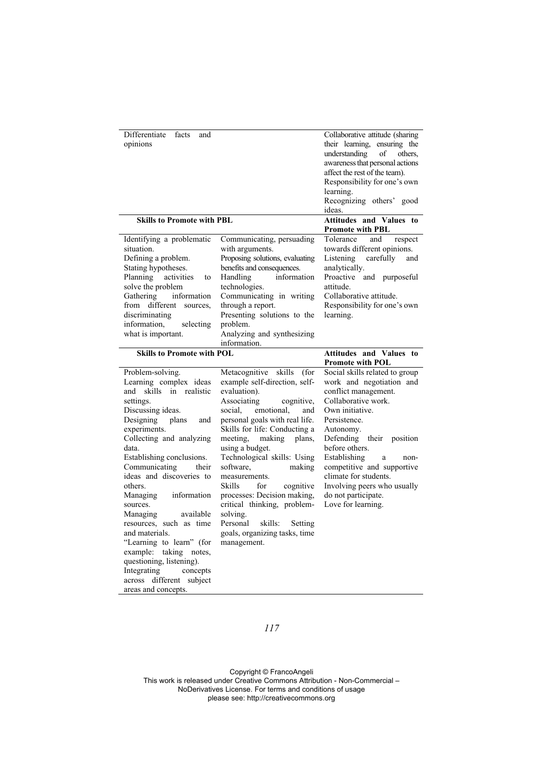| | | |
|---|---|---|
| Differentiate facts and opinions | | Collaborative attitude (sharing their learning, ensuring the understanding of others, awareness that personal actions affect the rest of the team).<br>Responsibility for one's own learning.<br>Recognizing others' good ideas. |
| **Skills to Promote with PBL** | | **Attitudes and Values to Promote with PBL** |
| Identifying a problematic situation.<br>Defining a problem.<br>Stating hypotheses.<br>Planning activities to solve the problem<br>Gathering information from different sources, discriminating information, selecting what is important. | Communicating, persuading with arguments.<br>Proposing solutions, evaluating benefits and consequences.<br>Handling information technologies.<br>Communicating in writing through a report.<br>Presenting solutions to the problem.<br>Analyzing and synthesizing information. | Tolerance and respect towards different opinions.<br>Listening carefully and analytically.<br>Proactive and purposeful attitude.<br>Collaborative attitude.<br>Responsibility for one's own learning. |
| **Skills to Promote with POL** | | **Attitudes and Values to Promote with POL** |
| Problem-solving.<br>Learning complex ideas and skills in realistic settings.<br>Discussing ideas.<br>Designing plans and experiments.<br>Collecting and analyzing data.<br>Establishing conclusions.<br>Communicating their ideas and discoveries to others.<br>Managing information sources.<br>Managing available resources, such as time and materials.<br>"Learning to learn" (for example: taking notes, questioning, listening).<br>Integrating concepts across different subject areas and concepts. | Metacognitive skills (for example self-direction, self-evaluation).<br>Associating cognitive, social, emotional, and personal goals with real life.<br>Skills for life: Conducting a meeting, making plans, using a budget.<br>Technological skills: Using software, making measurements.<br>Skills for cognitive processes: Decision making, critical thinking, problem-solving.<br>Personal skills: Setting goals, organizing tasks, time management. | Social skills related to group work and negotiation and conflict management.<br>Collaborative work.<br>Own initiative.<br>Persistence.<br>Autonomy.<br>Defending their position before others.<br>Establishing a non-competitive and supportive climate for students.<br>Involving peers who usually do not participate.<br>Love for learning. |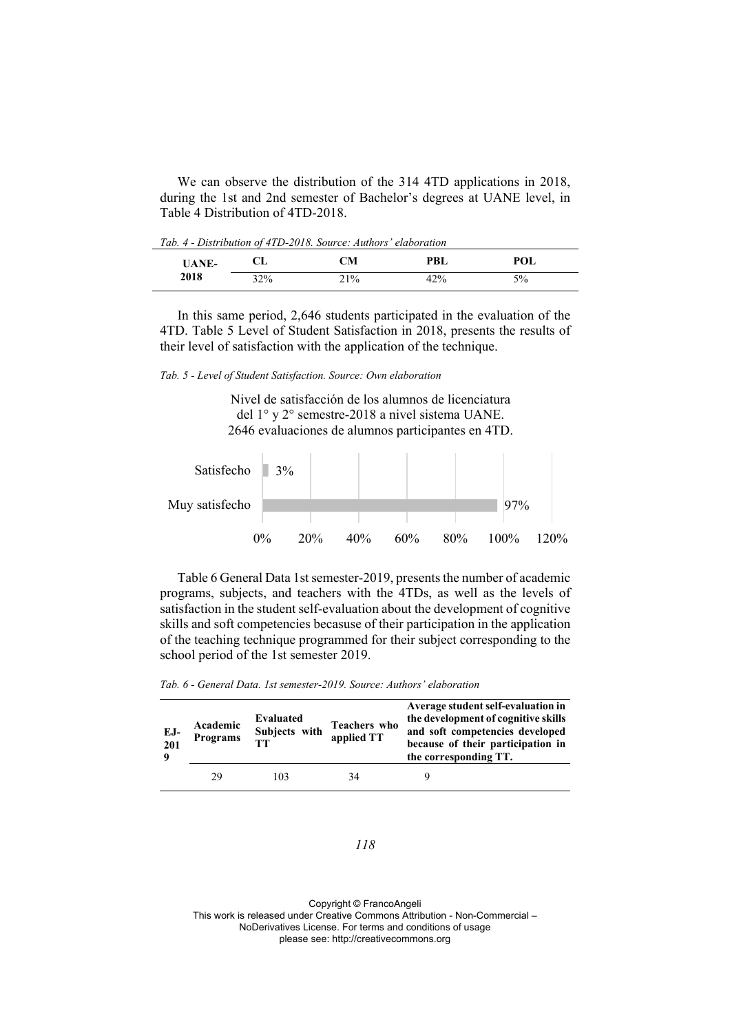We can observe the distribution of the 314 4TD applications in 2018, during the 1st and 2nd semester of Bachelor's degrees at UANE level, in Table 4 Distribution of 4TD-2018.

*Tab. 4 - Distribution of 4TD-2018. Source: Authors' elaboration*

| UANE-2018 | CL | CM | PBL | POL |
|---|---|---|---|---|
| | 32% | 21% | 42% | 5% |

In this same period, 2,646 students participated in the evaluation of the 4TD. Table 5 Level of Student Satisfaction in 2018, presents the results of their level of satisfaction with the application of the technique.

*Tab. 5 - Level of Student Satisfaction. Source: Own elaboration*

Nivel de satisfacción de los alumnos de licenciatura del 1° y 2° semestre-2018 a nivel sistema UANE. 2646 evaluaciones de alumnos participantes en 4TD.

| | |
|---|---|
| Satisfecho | 3% |
| Muy satisfecho | 97% |

Table 6 General Data 1st semester-2019, presents the number of academic programs, subjects, and teachers with the 4TDs, as well as the levels of satisfaction in the student self-evaluation about the development of cognitive skills and soft competencies becasuse of their participation in the application of the teaching technique programmed for their subject corresponding to the school period of the 1st semester 2019.

*Tab. 6 - General Data. 1st semester-2019. Source: Authors' elaboration*

| EJ-2019 | Academic Programs | Evaluated Subjects with TT | Teachers who applied TT | Average student self-evaluation in the development of cognitive skills and soft competencies developed because of their participation in the corresponding TT. |
|---|---|---|---|---|
| | 29 | 103 | 34 | 9 |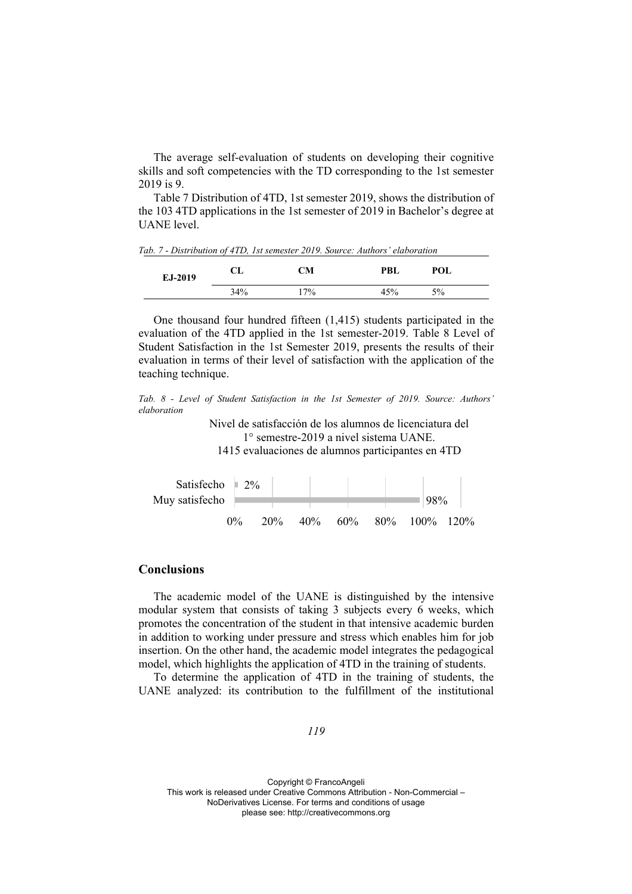The average self-evaluation of students on developing their cognitive skills and soft competencies with the TD corresponding to the 1st semester 2019 is 9.

Table 7 Distribution of 4TD, 1st semester 2019, shows the distribution of the 103 4TD applications in the 1st semester of 2019 in Bachelor's degree at UANE level.

*Tab. 7 - Distribution of 4TD, 1st semester 2019. Source: Authors' elaboration*

| EJ-2019 | CL | CM | PBL | POL |
|---|---|---|---|---|
| | 34% | 17% | 45% | 5% |

One thousand four hundred fifteen (1,415) students participated in the evaluation of the 4TD applied in the 1st semester-2019. Table 8 Level of Student Satisfaction in the 1st Semester 2019, presents the results of their evaluation in terms of their level of satisfaction with the application of the teaching technique.

*Tab. 8 - Level of Student Satisfaction in the 1st Semester of 2019. Source: Authors' elaboration*

Nivel de satisfacción de los alumnos de licenciatura del 1° semestre-2019 a nivel sistema UANE.
1415 evaluaciones de alumnos participantes en 4TD

| | |
|---|---|
| Satisfecho | 2% |
| Muy satisfecho | 98% |

0% 20% 40% 60% 80% 100% 120%

## Conclusions

The academic model of the UANE is distinguished by the intensive modular system that consists of taking 3 subjects every 6 weeks, which promotes the concentration of the student in that intensive academic burden in addition to working under pressure and stress which enables him for job insertion. On the other hand, the academic model integrates the pedagogical model, which highlights the application of 4TD in the training of students.

To determine the application of 4TD in the training of students, the UANE analyzed: its contribution to the fulfillment of the institutional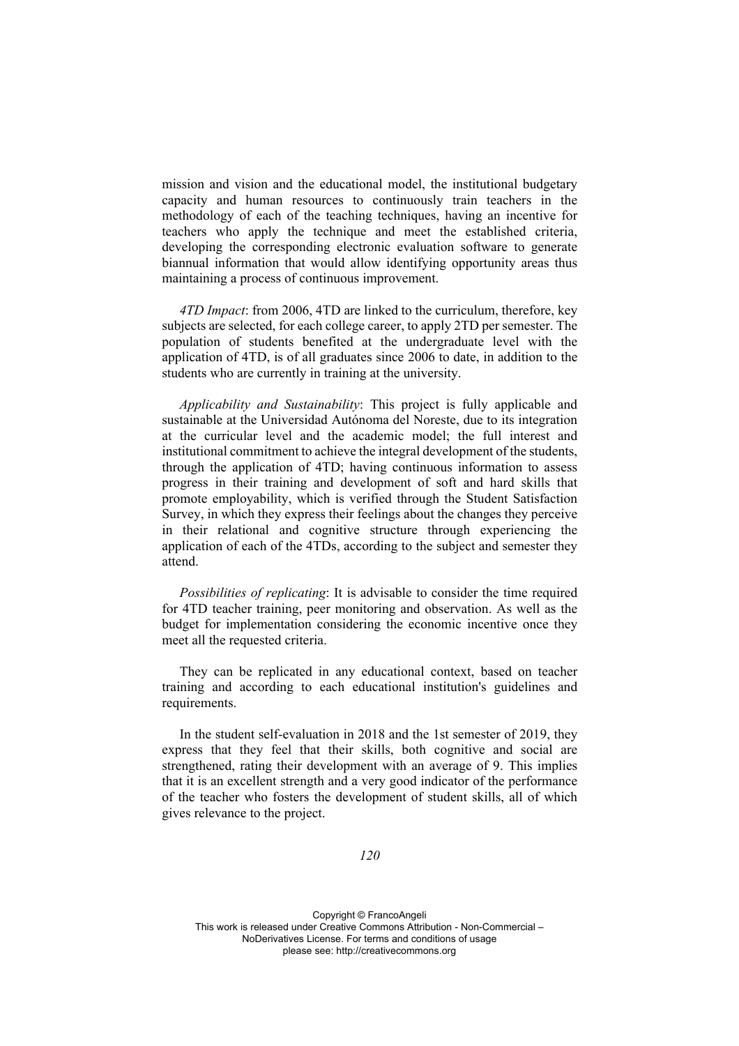mission and vision and the educational model, the institutional budgetary capacity and human resources to continuously train teachers in the methodology of each of the teaching techniques, having an incentive for teachers who apply the technique and meet the established criteria, developing the corresponding electronic evaluation software to generate biannual information that would allow identifying opportunity areas thus maintaining a process of continuous improvement.

*4TD Impact*: from 2006, 4TD are linked to the curriculum, therefore, key subjects are selected, for each college career, to apply 2TD per semester. The population of students benefited at the undergraduate level with the application of 4TD, is of all graduates since 2006 to date, in addition to the students who are currently in training at the university.

*Applicability and Sustainability*: This project is fully applicable and sustainable at the Universidad Autónoma del Noreste, due to its integration at the curricular level and the academic model; the full interest and institutional commitment to achieve the integral development of the students, through the application of 4TD; having continuous information to assess progress in their training and development of soft and hard skills that promote employability, which is verified through the Student Satisfaction Survey, in which they express their feelings about the changes they perceive in their relational and cognitive structure through experiencing the application of each of the 4TDs, according to the subject and semester they attend.

*Possibilities of replicating*: It is advisable to consider the time required for 4TD teacher training, peer monitoring and observation. As well as the budget for implementation considering the economic incentive once they meet all the requested criteria.

They can be replicated in any educational context, based on teacher training and according to each educational institution's guidelines and requirements.

In the student self-evaluation in 2018 and the 1st semester of 2019, they express that they feel that their skills, both cognitive and social are strengthened, rating their development with an average of 9. This implies that it is an excellent strength and a very good indicator of the performance of the teacher who fosters the development of student skills, all of which gives relevance to the project.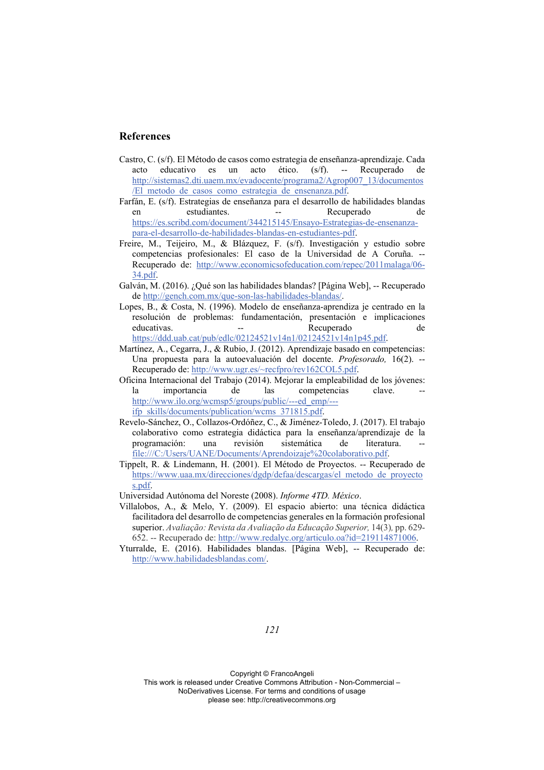## References

Castro, C. (s/f). El Método de casos como estrategia de enseñanza-aprendizaje. Cada acto educativo es un acto ético. (s/f). -- Recuperado de http://sistemas2.dti.uaem.mx/evadocente/programa2/Agrop007_13/documentos/El_metodo_de_casos_como_estrategia_de_ensenanza.pdf.

Farfán, E. (s/f). Estrategias de enseñanza para el desarrollo de habilidades blandas en estudiantes. -- Recuperado de https://es.scribd.com/document/344215145/Ensayo-Estrategias-de-ensenanza-para-el-desarrollo-de-habilidades-blandas-en-estudiantes-pdf.

Freire, M., Teijeiro, M., & Blázquez, F. (s/f). Investigación y estudio sobre competencias profesionales: El caso de la Universidad de A Coruña. -- Recuperado de: http://www.economicsofeducation.com/repec/2011malaga/06-34.pdf.

Galván, M. (2016). ¿Qué son las habilidades blandas? [Página Web], -- Recuperado de http://gench.com.mx/que-son-las-habilidades-blandas/.

Lopes, B., & Costa, N. (1996). Modelo de enseñanza-aprendiza je centrado en la resolución de problemas: fundamentación, presentación e implicaciones educativas. -- Recuperado de https://ddd.uab.cat/pub/edlc/02124521v14n1/02124521v14n1p45.pdf.

Martínez, A., Cegarra, J., & Rubio, J. (2012). Aprendizaje basado en competencias: Una propuesta para la autoevaluación del docente. *Profesorado,* 16(2). -- Recuperado de: http://www.ugr.es/~recfpro/rev162COL5.pdf.

Oficina Internacional del Trabajo (2014). Mejorar la empleabilidad de los jóvenes: la importancia de las competencias clave. -- http://www.ilo.org/wcmsp5/groups/public/---ed_emp/---ifp_skills/documents/publication/wcms_371815.pdf.

Revelo-Sánchez, O., Collazos-Ordóñez, C., & Jiménez-Toledo, J. (2017). El trabajo colaborativo como estrategia didáctica para la enseñanza/aprendizaje de la programación: una revisión sistemática de literatura. -- file:///C:/Users/UANE/Documents/Aprendoizaje%20colaborativo.pdf.

Tippelt, R. & Lindemann, H. (2001). El Método de Proyectos. -- Recuperado de https://www.uaa.mx/direcciones/dgdp/defaa/descargas/el_metodo_de_proyectos.pdf.

Universidad Autónoma del Noreste (2008). *Informe 4TD. México*.

Villalobos, A., & Melo, Y. (2009). El espacio abierto: una técnica didáctica facilitadora del desarrollo de competencias generales en la formación profesional superior. *Avaliação: Revista da Avaliação da Educação Superior,* 14(3), pp. 629-652. -- Recuperado de: http://www.redalyc.org/articulo.oa?id=219114871006.

Yturralde, E. (2016). Habilidades blandas. [Página Web], -- Recuperado de: http://www.habilidadesblandas.com/.

Copyright © FrancoAngeli
This work is released under Creative Commons Attribution - Non-Commercial – NoDerivatives License. For terms and conditions of usage please see: http://creativecommons.org